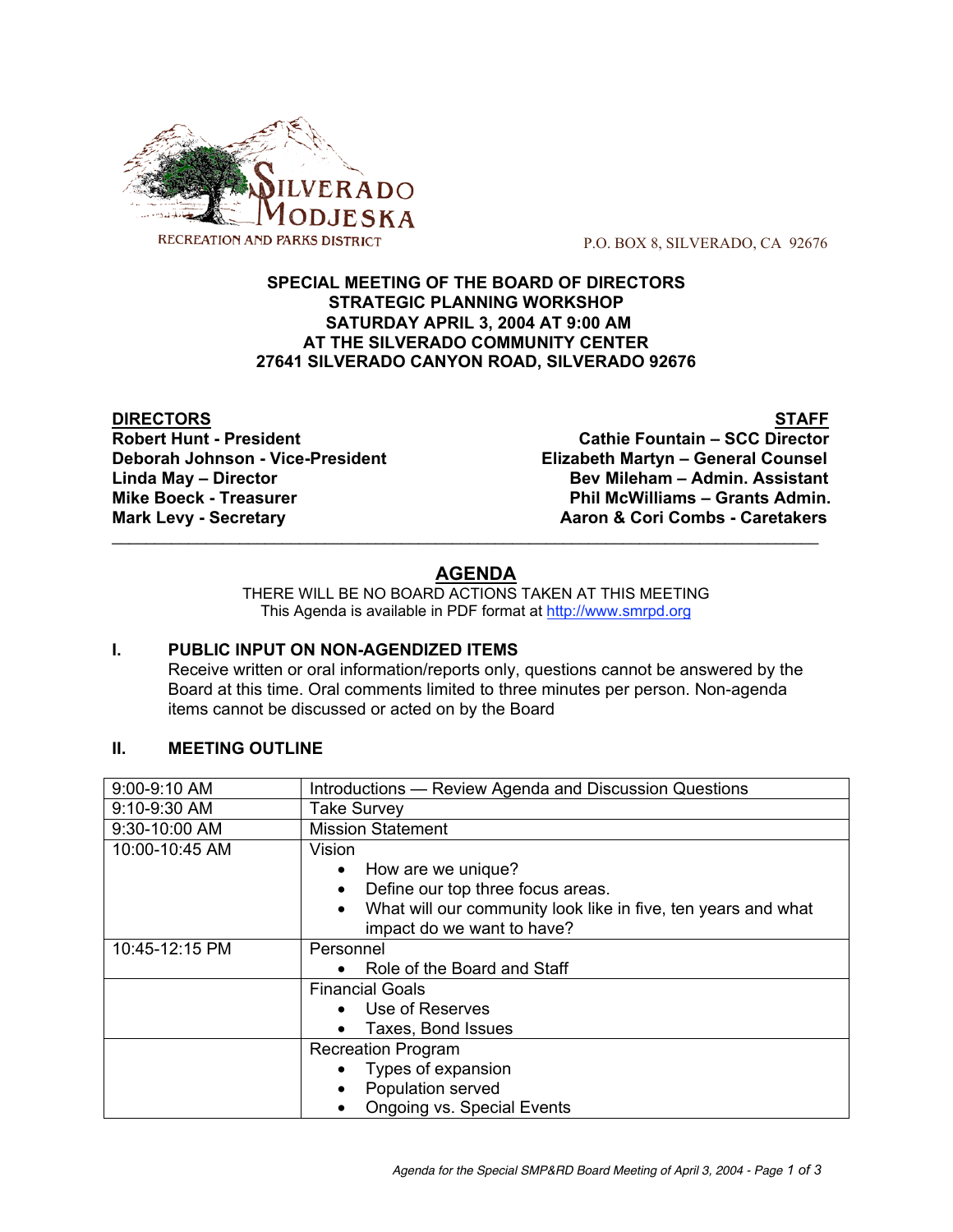SILVERADO MODJESKA RECREATION AND PARKS DISTRICT

P.O. BOX 8, SILVERADO, CA 92676

**SPECIAL MEETING OF THE BOARD OF DIRECTORS**
**STRATEGIC PLANNING WORKSHOP**
**SATURDAY APRIL 3, 2004 AT 9:00 AM**
**AT THE SILVERADO COMMUNITY CENTER**
**27641 SILVERADO CANYON ROAD, SILVERADO 92676**

| **DIRECTORS** | **STAFF** |
|---|---|
| **Robert Hunt - President** | **Cathie Fountain – SCC Director** |
| **Deborah Johnson - Vice-President** | **Elizabeth Martyn – General Counsel** |
| **Linda May – Director** | **Bev Mileham – Admin. Assistant** |
| **Mike Boeck - Treasurer** | **Phil McWilliams – Grants Admin.** |
| **Mark Levy - Secretary** | **Aaron & Cori Combs - Caretakers** |

## AGENDA

THERE WILL BE NO BOARD ACTIONS TAKEN AT THIS MEETING
This Agenda is available in PDF format at http://www.smrpd.org

### I. PUBLIC INPUT ON NON-AGENDIZED ITEMS

Receive written or oral information/reports only, questions cannot be answered by the Board at this time. Oral comments limited to three minutes per person. Non-agenda items cannot be discussed or acted on by the Board

### II. MEETING OUTLINE

| | |
|---|---|
| 9:00-9:10 AM | Introductions — Review Agenda and Discussion Questions |
| 9:10-9:30 AM | Take Survey |
| 9:30-10:00 AM | Mission Statement |
| 10:00-10:45 AM | Vision<br>• How are we unique?<br>• Define our top three focus areas.<br>• What will our community look like in five, ten years and what impact do we want to have? |
| 10:45-12:15 PM | Personnel<br>• Role of the Board and Staff |
| | Financial Goals<br>• Use of Reserves<br>• Taxes, Bond Issues |
| | Recreation Program<br>• Types of expansion<br>• Population served<br>• Ongoing vs. Special Events |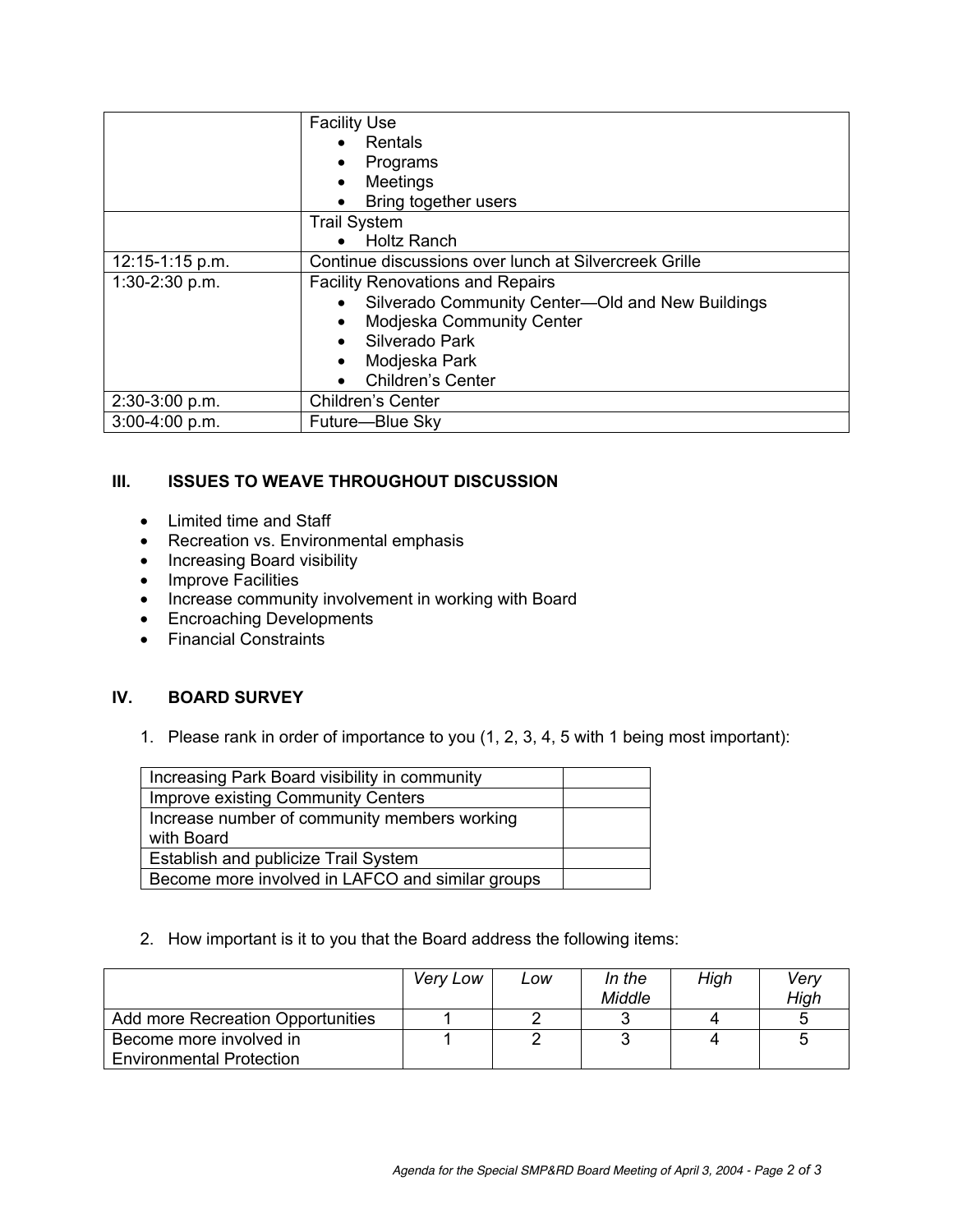|  |  |
|---|---|
|  | Facility Use<br>• Rentals<br>• Programs<br>• Meetings<br>• Bring together users |
|  | Trail System<br>• Holtz Ranch |
| 12:15-1:15 p.m. | Continue discussions over lunch at Silvercreek Grille |
| 1:30-2:30 p.m. | Facility Renovations and Repairs<br>• Silverado Community Center—Old and New Buildings<br>• Modjeska Community Center<br>• Silverado Park<br>• Modjeska Park<br>• Children's Center |
| 2:30-3:00 p.m. | Children's Center |
| 3:00-4:00 p.m. | Future—Blue Sky |

## III. ISSUES TO WEAVE THROUGHOUT DISCUSSION

- Limited time and Staff
- Recreation vs. Environmental emphasis
- Increasing Board visibility
- Improve Facilities
- Increase community involvement in working with Board
- Encroaching Developments
- Financial Constraints

## IV. BOARD SURVEY

1. Please rank in order of importance to you (1, 2, 3, 4, 5 with 1 being most important):

|  |  |
|---|---|
| Increasing Park Board visibility in community |  |
| Improve existing Community Centers |  |
| Increase number of community members working with Board |  |
| Establish and publicize Trail System |  |
| Become more involved in LAFCO and similar groups |  |

2. How important is it to you that the Board address the following items:

|  | *Very Low* | *Low* | *In the Middle* | *High* | *Very High* |
|---|---|---|---|---|---|
| Add more Recreation Opportunities | 1 | 2 | 3 | 4 | 5 |
| Become more involved in Environmental Protection | 1 | 2 | 3 | 4 | 5 |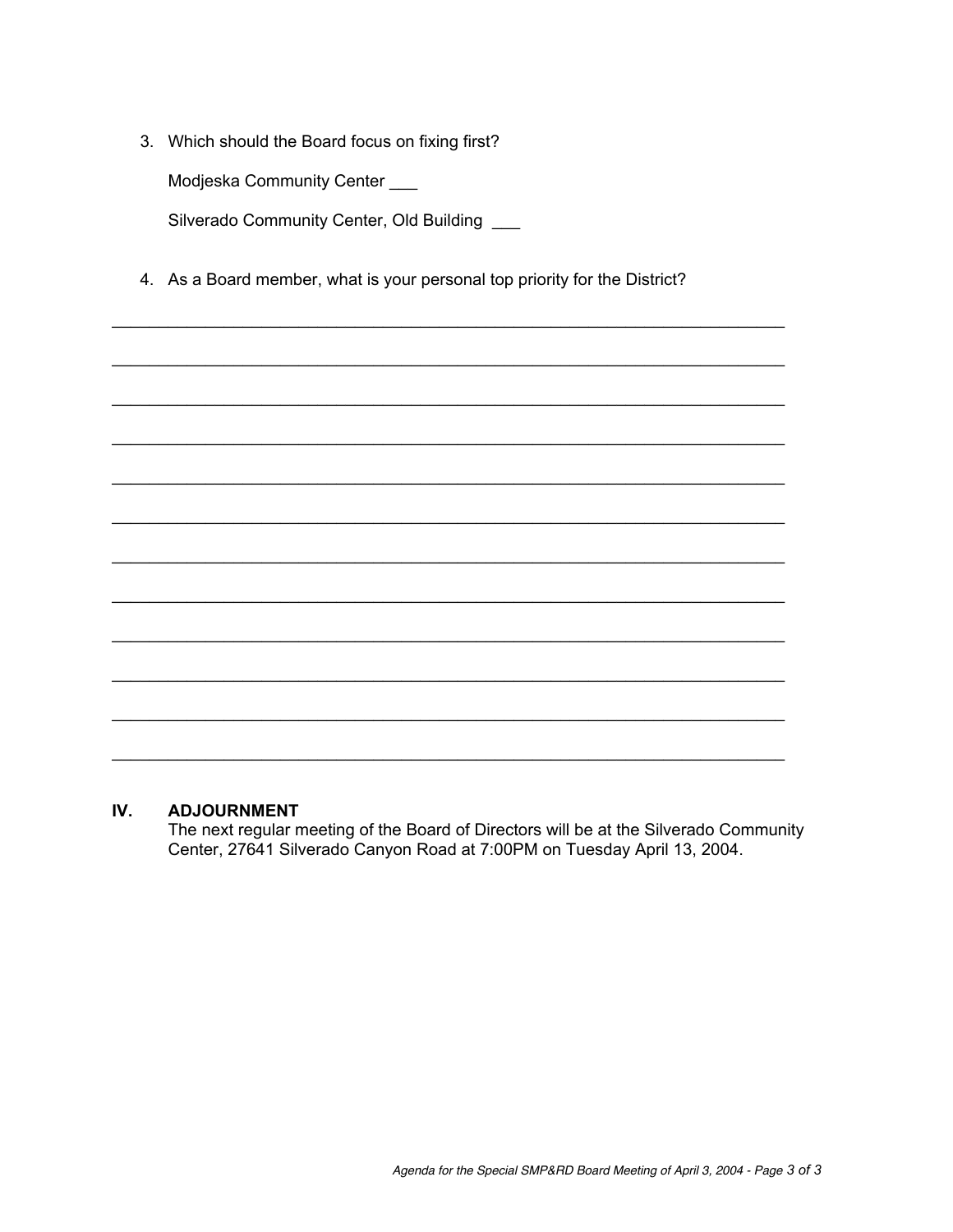3. Which should the Board focus on fixing first?

   Modjeska Community Center ___

   Silverado Community Center, Old Building ___

4. As a Board member, what is your personal top priority for the District?

______________________________________________________________________

______________________________________________________________________

______________________________________________________________________

______________________________________________________________________

______________________________________________________________________

______________________________________________________________________

______________________________________________________________________

______________________________________________________________________

______________________________________________________________________

______________________________________________________________________

______________________________________________________________________

______________________________________________________________________

## IV. ADJOURNMENT

The next regular meeting of the Board of Directors will be at the Silverado Community Center, 27641 Silverado Canyon Road at 7:00PM on Tuesday April 13, 2004.